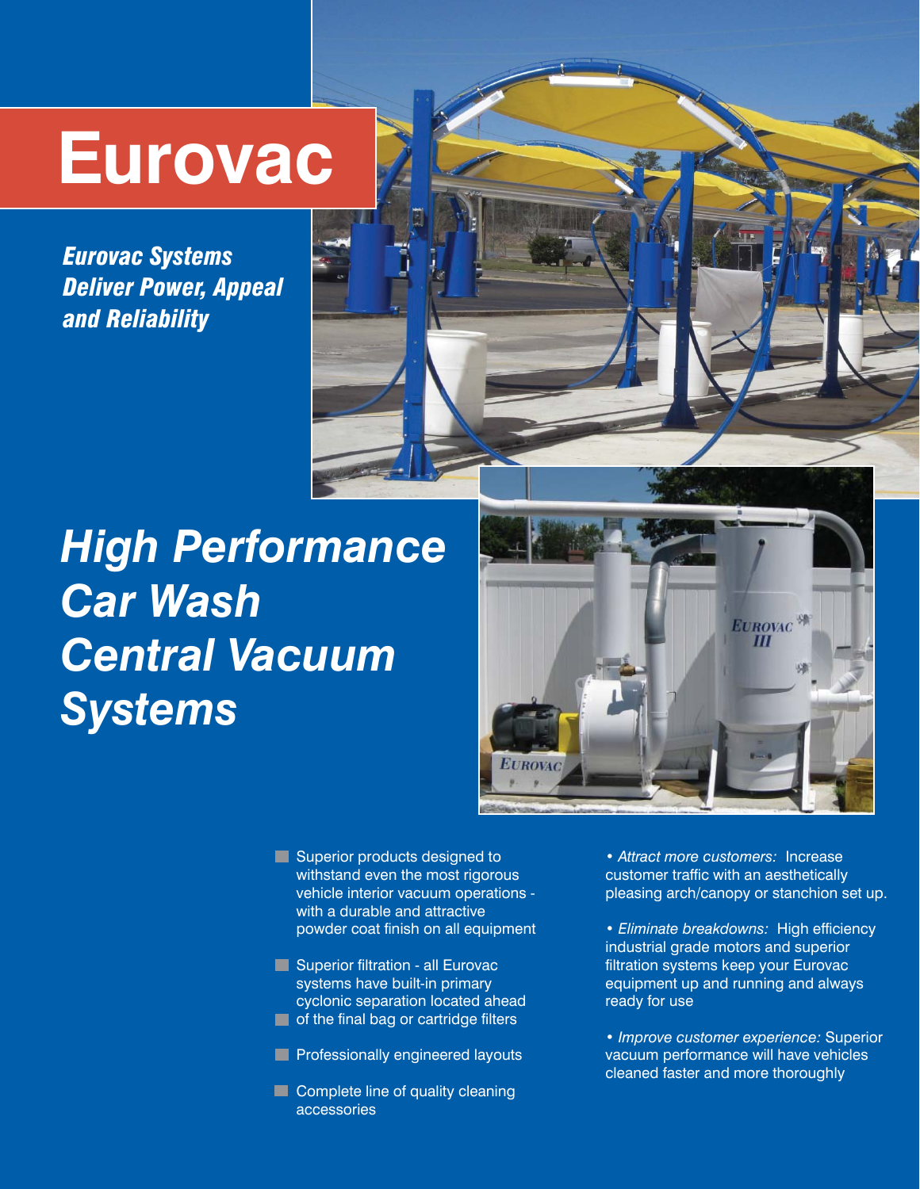# Eurovac

***Eurovac Systems Deliver Power, Appeal and Reliability***

## *High Performance Car Wash Central Vacuum Systems*

- Superior products designed to withstand even the most rigorous vehicle interior vacuum operations - with a durable and attractive powder coat finish on all equipment
- Superior filtration - all Eurovac systems have built-in primary cyclonic separation located ahead of the final bag or cartridge filters
- Professionally engineered layouts
- Complete line of quality cleaning accessories

• *Attract more customers:* Increase customer traffic with an aesthetically pleasing arch/canopy or stanchion set up.

• *Eliminate breakdowns:* High efficiency industrial grade motors and superior filtration systems keep your Eurovac equipment up and running and always ready for use

• *Improve customer experience:* Superior vacuum performance will have vehicles cleaned faster and more thoroughly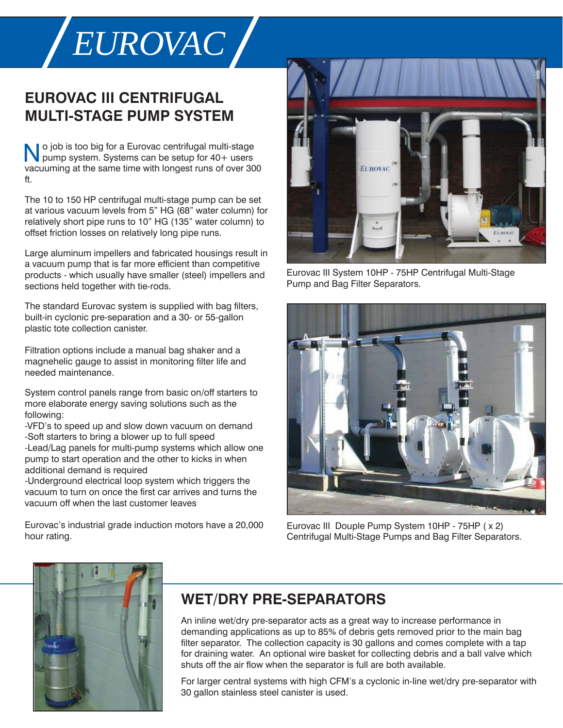# EUROVAC

## EUROVAC III CENTRIFUGAL MULTI-STAGE PUMP SYSTEM

No job is too big for a Eurovac centrifugal multi-stage pump system. Systems can be setup for 40+ users vacuuming at the same time with longest runs of over 300 ft.

The 10 to 150 HP centrifugal multi-stage pump can be set at various vacuum levels from 5" HG (68" water column) for relatively short pipe runs to 10" HG (135" water column) to offset friction losses on relatively long pipe runs.

Large aluminum impellers and fabricated housings result in a vacuum pump that is far more efficient than competitive products - which usually have smaller (steel) impellers and sections held together with tie-rods.

The standard Eurovac system is supplied with bag filters, built-in cyclonic pre-separation and a 30- or 55-gallon plastic tote collection canister.

Filtration options include a manual bag shaker and a magnehelic gauge to assist in monitoring filter life and needed maintenance.

System control panels range from basic on/off starters to more elaborate energy saving solutions such as the following:
-VFD's to speed up and slow down vacuum on demand
-Soft starters to bring a blower up to full speed
-Lead/Lag panels for multi-pump systems which allow one pump to start operation and the other to kicks in when additional demand is required
-Underground electrical loop system which triggers the vacuum to turn on once the first car arrives and turns the vacuum off when the last customer leaves

Eurovac's industrial grade induction motors have a 20,000 hour rating.

Eurovac III System 10HP - 75HP Centrifugal Multi-Stage Pump and Bag Filter Separators.

Eurovac III Douple Pump System 10HP - 75HP ( x 2) Centrifugal Multi-Stage Pumps and Bag Filter Separators.

## WET/DRY PRE-SEPARATORS

An inline wet/dry pre-separator acts as a great way to increase performance in demanding applications as up to 85% of debris gets removed prior to the main bag filter separator. The collection capacity is 30 gallons and comes complete with a tap for draining water. An optional wire basket for collecting debris and a ball valve which shuts off the air flow when the separator is full are both available.

For larger central systems with high CFM's a cyclonic in-line wet/dry pre-separator with 30 gallon stainless steel canister is used.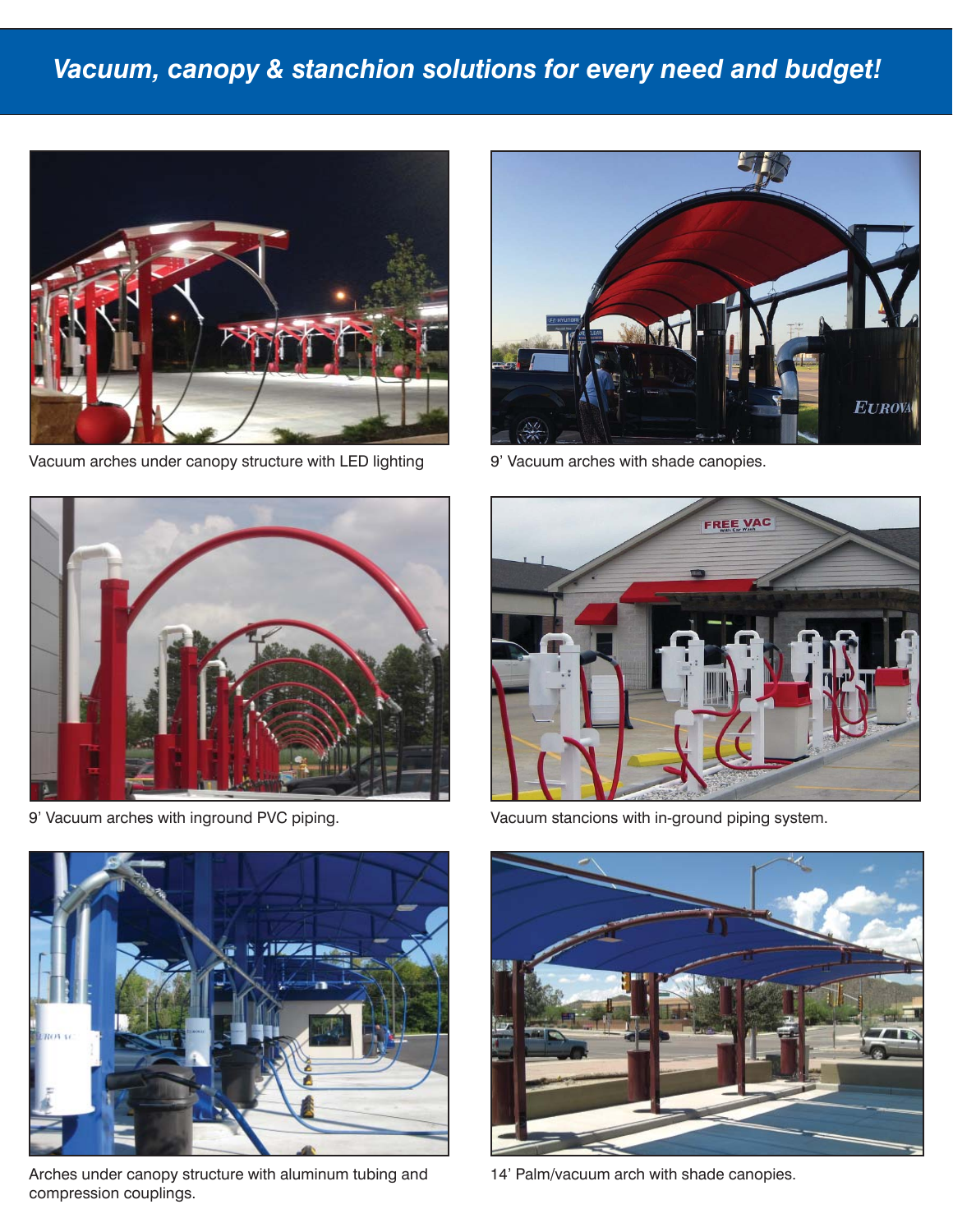## *Vacuum, canopy & stanchion solutions for every need and budget!*

Vacuum arches under canopy structure with LED lighting

9' Vacuum arches with shade canopies.

9' Vacuum arches with inground PVC piping.

Vacuum stancions with in-ground piping system.

Arches under canopy structure with aluminum tubing and compression couplings.

14' Palm/vacuum arch with shade canopies.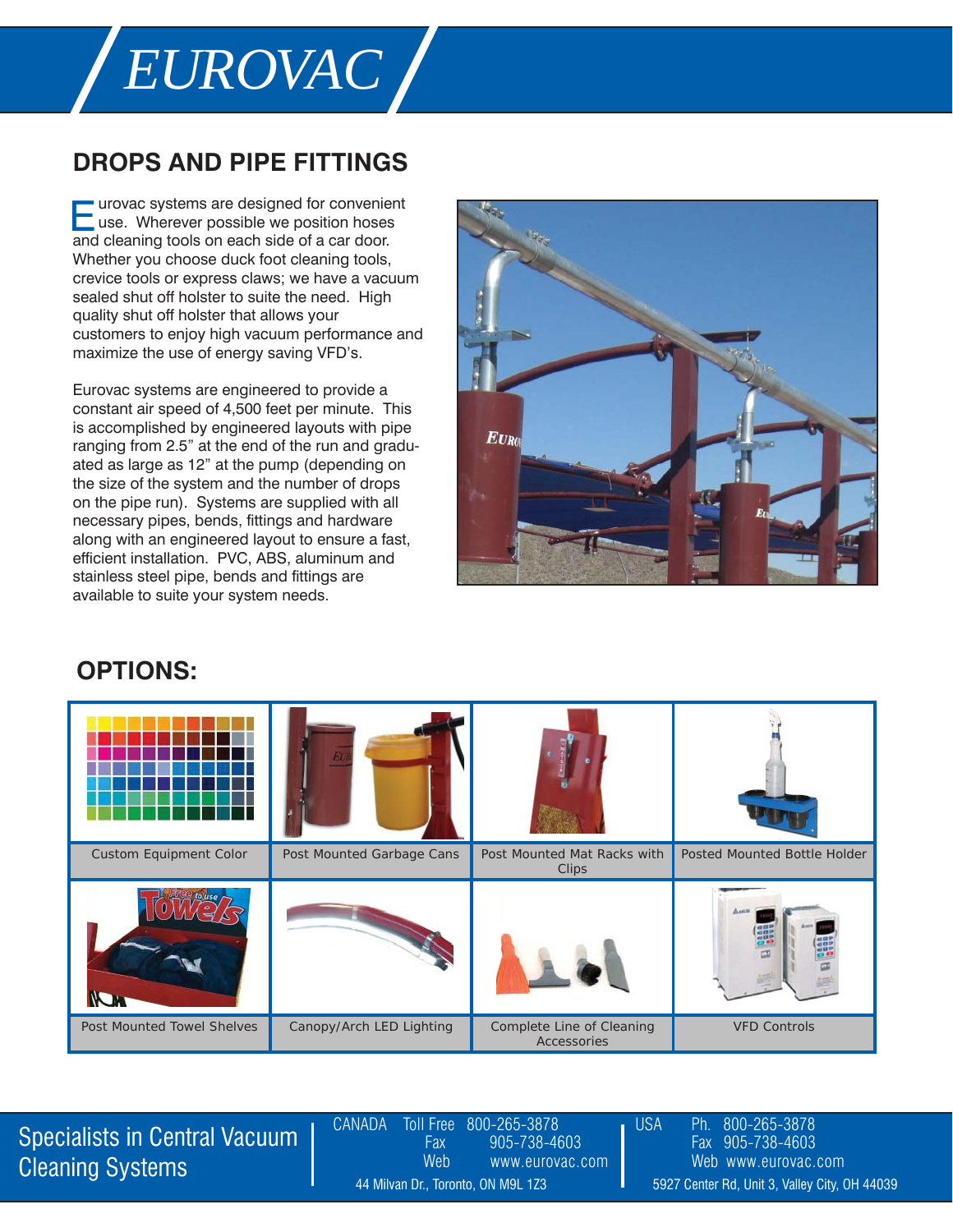# EUROVAC

## DROPS AND PIPE FITTINGS

Eurovac systems are designed for convenient use. Wherever possible we position hoses and cleaning tools on each side of a car door. Whether you choose duck foot cleaning tools, crevice tools or express claws; we have a vacuum sealed shut off holster to suite the need. High quality shut off holster that allows your customers to enjoy high vacuum performance and maximize the use of energy saving VFD's.

Eurovac systems are engineered to provide a constant air speed of 4,500 feet per minute. This is accomplished by engineered layouts with pipe ranging from 2.5" at the end of the run and graduated as large as 12" at the pump (depending on the size of the system and the number of drops on the pipe run). Systems are supplied with all necessary pipes, bends, fittings and hardware along with an engineered layout to ensure a fast, efficient installation. PVC, ABS, aluminum and stainless steel pipe, bends and fittings are available to suite your system needs.

## OPTIONS:

| | | | |
|---|---|---|---|
| Custom Equipment Color | Post Mounted Garbage Cans | Post Mounted Mat Racks with Clips | Posted Mounted Bottle Holder |
| Post Mounted Towel Shelves | Canopy/Arch LED Lighting | Complete Line of Cleaning Accessories | VFD Controls |

Specialists in Central Vacuum Cleaning Systems

CANADA Toll Free 800-265-3878
Fax 905-738-4603
Web www.eurovac.com
44 Milvan Dr., Toronto, ON M9L 1Z3

USA Ph. 800-265-3878
Fax 905-738-4603
Web www.eurovac.com
5927 Center Rd, Unit 3, Valley City, OH 44039